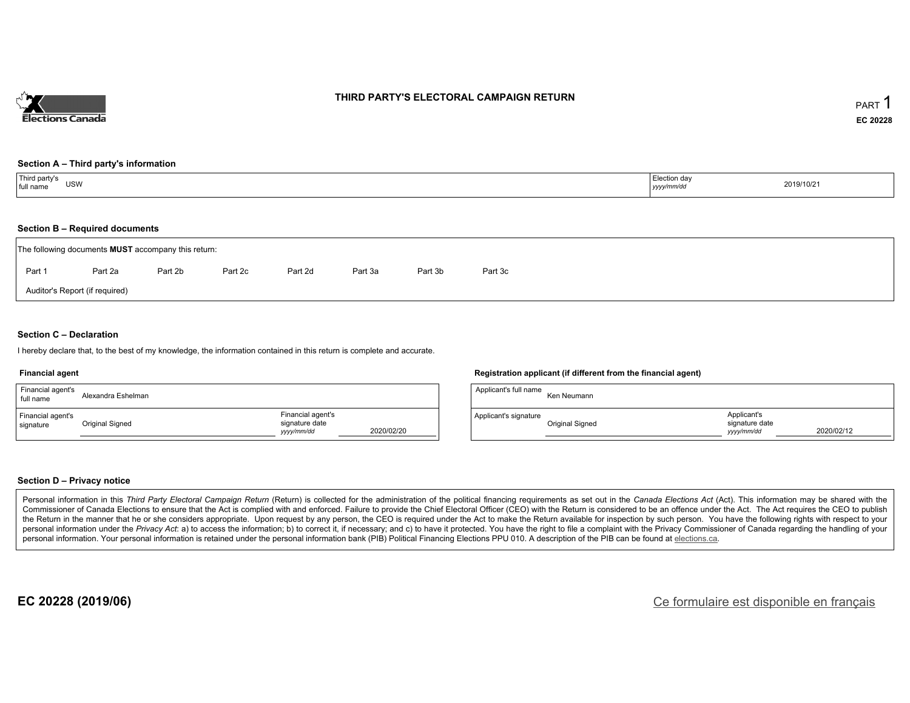# THIRD PARTY'S ELECTORAL CAMPAIGN RETURN

PART 1

EC 20228

## Section A – Third party's information

| Third party's full name | USW | Election day *yyyy/mm/dd* | 2019/10/21 |
|---|---|---|---|

## Section B – Required documents

The following documents **MUST** accompany this return:

Part 1 Part 2a Part 2b Part 2c Part 2d Part 3a Part 3b Part 3c

Auditor's Report (if required)

## Section C – Declaration

I hereby declare that, to the best of my knowledge, the information contained in this return is complete and accurate.

### Financial agent

| Financial agent's full name | Alexandra Eshelman | | |
|---|---|---|---|
| Financial agent's signature | Original Signed | Financial agent's signature date *yyyy/mm/dd* | 2020/02/20 |

### Registration applicant (if different from the financial agent)

| Applicant's full name | Ken Neumann | | |
|---|---|---|---|
| Applicant's signature | Original Signed | Applicant's signature date *yyyy/mm/dd* | 2020/02/12 |

## Section D – Privacy notice

Personal information in this *Third Party Electoral Campaign Return* (Return) is collected for the administration of the political financing requirements as set out in the *Canada Elections Act* (Act). This information may be shared with the Commissioner of Canada Elections to ensure that the Act is complied with and enforced. Failure to provide the Chief Electoral Officer (CEO) with the Return is considered to be an offence under the Act. The Act requires the CEO to publish the Return in the manner that he or she considers appropriate. Upon request by any person, the CEO is required under the Act to make the Return available for inspection by such person. You have the following rights with respect to your personal information under the *Privacy Act*: a) to access the information; b) to correct it, if necessary; and c) to have it protected. You have the right to file a complaint with the Privacy Commissioner of Canada regarding the handling of your personal information. Your personal information is retained under the personal information bank (PIB) Political Financing Elections PPU 010. A description of the PIB can be found at elections.ca.

**EC 20228 (2019/06)**

Ce formulaire est disponible en français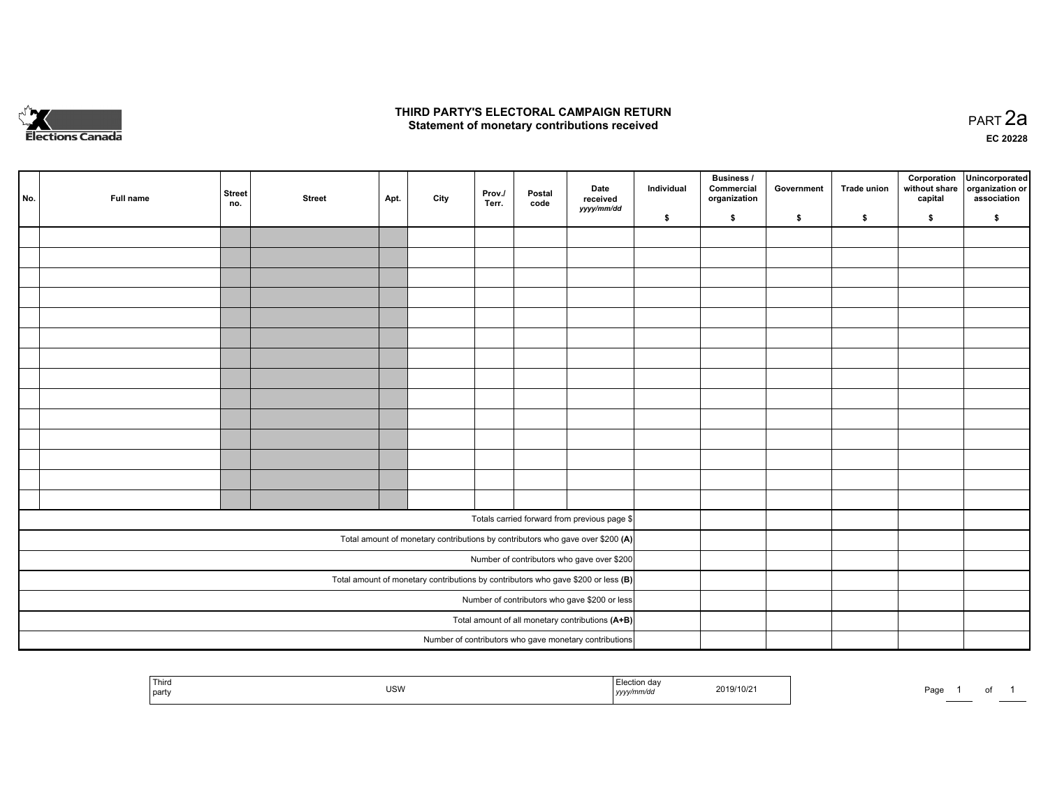Elections Canada

# THIRD PARTY'S ELECTORAL CAMPAIGN RETURN
## Statement of monetary contributions received

PART 2a

EC 20228

| No. | Full name | Street no. | Street | Apt. | City | Prov./ Terr. | Postal code | Date received *yyyy/mm/dd* | Individual $ | Business / Commercial organization $ | Government $ | Trade union $ | Corporation without share capital $ | Unincorporated organization or association $ |
|---|---|---|---|---|---|---|---|---|---|---|---|---|---|---|
| | | | | | | | | | | | | | | |
| | | | | | | | | | | | | | | |
| | | | | | | | | | | | | | | |
| | | | | | | | | | | | | | | |
| | | | | | | | | | | | | | | |
| | | | | | | | | | | | | | | |
| | | | | | | | | | | | | | | |
| | | | | | | | | | | | | | | |
| | | | | | | | | | | | | | | |
| | | | | | | | | | | | | | | |
| | | | | | | | | | | | | | | |
| | | | | | | | | | | | | | | |
| | | | | | | | | | | | | | | |
| | | | | | | | | | | | | | | |
| Totals carried forward from previous page $ | | | | | | | | | | | | | | |
| Total amount of monetary contributions by contributors who gave over $200 **(A)** | | | | | | | | | | | | | | |
| Number of contributors who gave over $200 | | | | | | | | | | | | | | |
| Total amount of monetary contributions by contributors who gave $200 or less **(B)** | | | | | | | | | | | | | | |
| Number of contributors who gave $200 or less | | | | | | | | | | | | | | |
| Total amount of all monetary contributions **(A+B)** | | | | | | | | | | | | | | |
| Number of contributors who gave monetary contributions | | | | | | | | | | | | | | |

| Third party | USW | Election day *yyyy/mm/dd* | 2019/10/21 |
|---|---|---|---|

Page 1 of 1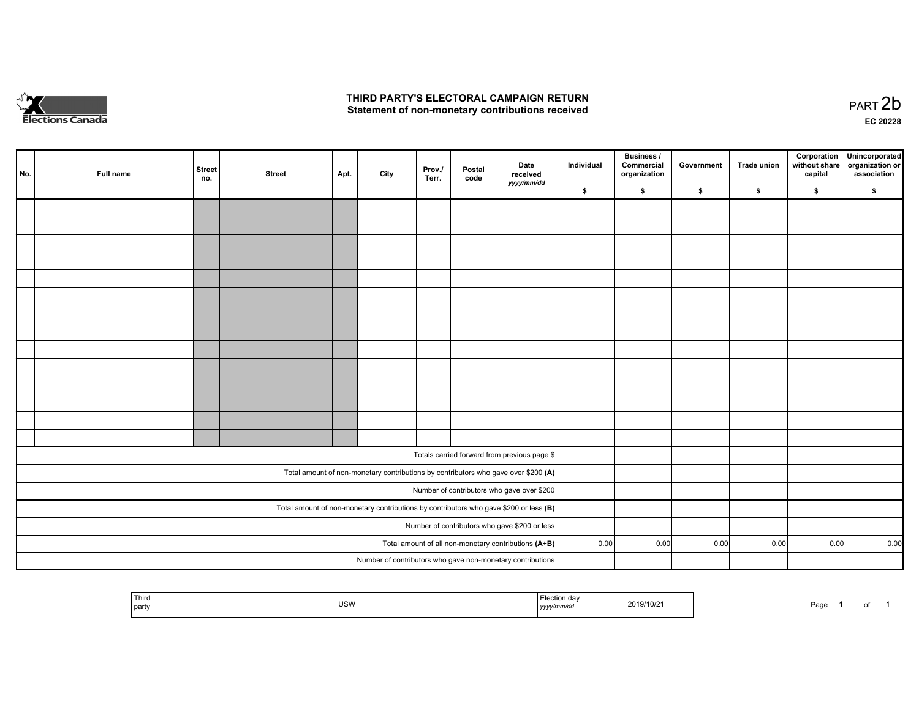Elections Canada

# THIRD PARTY'S ELECTORAL CAMPAIGN RETURN
## Statement of non-monetary contributions received

PART 2b

EC 20228

| No. | Full name | Street no. | Street | Apt. | City | Prov./ Terr. | Postal code | Date received *yyyy/mm/dd* | Individual $ | Business / Commercial organization $ | Government $ | Trade union $ | Corporation without share capital $ | Unincorporated organization or association $ |
|---|---|---|---|---|---|---|---|---|---|---|---|---|---|---|
| | | | | | | | | | | | | | | |
| | | | | | | | | | | | | | | |
| | | | | | | | | | | | | | | |
| | | | | | | | | | | | | | | |
| | | | | | | | | | | | | | | |
| | | | | | | | | | | | | | | |
| | | | | | | | | | | | | | | |
| | | | | | | | | | | | | | | |
| | | | | | | | | | | | | | | |
| | | | | | | | | | | | | | | |
| | | | | | | | | | | | | | | |
| | | | | | | | | | | | | | | |
| | | | | | | | | | | | | | | |
| | | | | | | | | | | | | | | |
| Totals carried forward from previous page $ | | | | | | | | | | | | | | |
| Total amount of non-monetary contributions by contributors who gave over $200 **(A)** | | | | | | | | | | | | | | |
| Number of contributors who gave over $200 | | | | | | | | | | | | | | |
| Total amount of non-monetary contributions by contributors who gave $200 or less **(B)** | | | | | | | | | | | | | | |
| Number of contributors who gave $200 or less | | | | | | | | | | | | | | |
| Total amount of all non-monetary contributions **(A+B)** | | | | | | | | | 0.00 | 0.00 | 0.00 | 0.00 | 0.00 | 0.00 |
| Number of contributors who gave non-monetary contributions | | | | | | | | | | | | | | |

| Third party | USW | Election day *yyyy/mm/dd* | 2019/10/21 |
|---|---|---|---|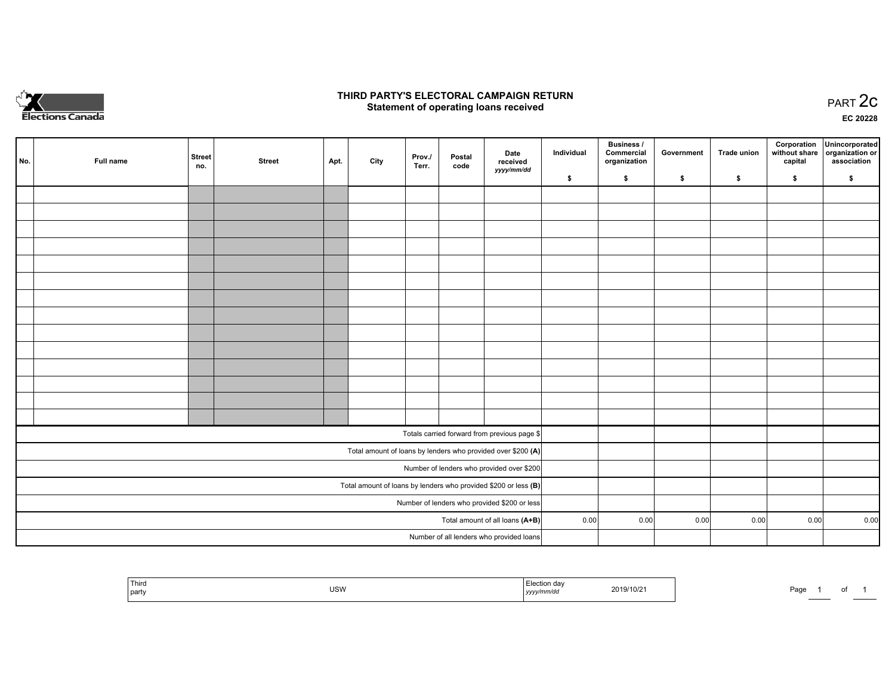Elections Canada

# THIRD PARTY'S ELECTORAL CAMPAIGN RETURN
## Statement of operating loans received

PART 2c

EC 20228

| No. | Full name | Street no. | Street | Apt. | City | Prov./ Terr. | Postal code | Date received *yyyy/mm/dd* | Individual $ | Business / Commercial organization $ | Government $ | Trade union $ | Corporation without share capital $ | Unincorporated organization or association $ |
|---|---|---|---|---|---|---|---|---|---|---|---|---|---|---|
| | | | | | | | | | | | | | | |
| | | | | | | | | | | | | | | |
| | | | | | | | | | | | | | | |
| | | | | | | | | | | | | | | |
| | | | | | | | | | | | | | | |
| | | | | | | | | | | | | | | |
| | | | | | | | | | | | | | | |
| | | | | | | | | | | | | | | |
| | | | | | | | | | | | | | | |
| | | | | | | | | | | | | | | |
| | | | | | | | | | | | | | | |
| | | | | | | | | | | | | | | |
| | | | | | | | | | | | | | | |
| | | | | | | | | | | | | | | |
| Totals carried forward from previous page $ | | | | | | | | | | | | | | |
| Total amount of loans by lenders who provided over $200 **(A)** | | | | | | | | | | | | | | |
| Number of lenders who provided over $200 | | | | | | | | | | | | | | |
| Total amount of loans by lenders who provided $200 or less **(B)** | | | | | | | | | | | | | | |
| Number of lenders who provided $200 or less | | | | | | | | | | | | | | |
| Total amount of all loans **(A+B)** | | | | | | | | | 0.00 | 0.00 | 0.00 | 0.00 | 0.00 | 0.00 |
| Number of all lenders who provided loans | | | | | | | | | | | | | | |

| Third party | USW | Election day *yyyy/mm/dd* | 2019/10/21 |
|---|---|---|---|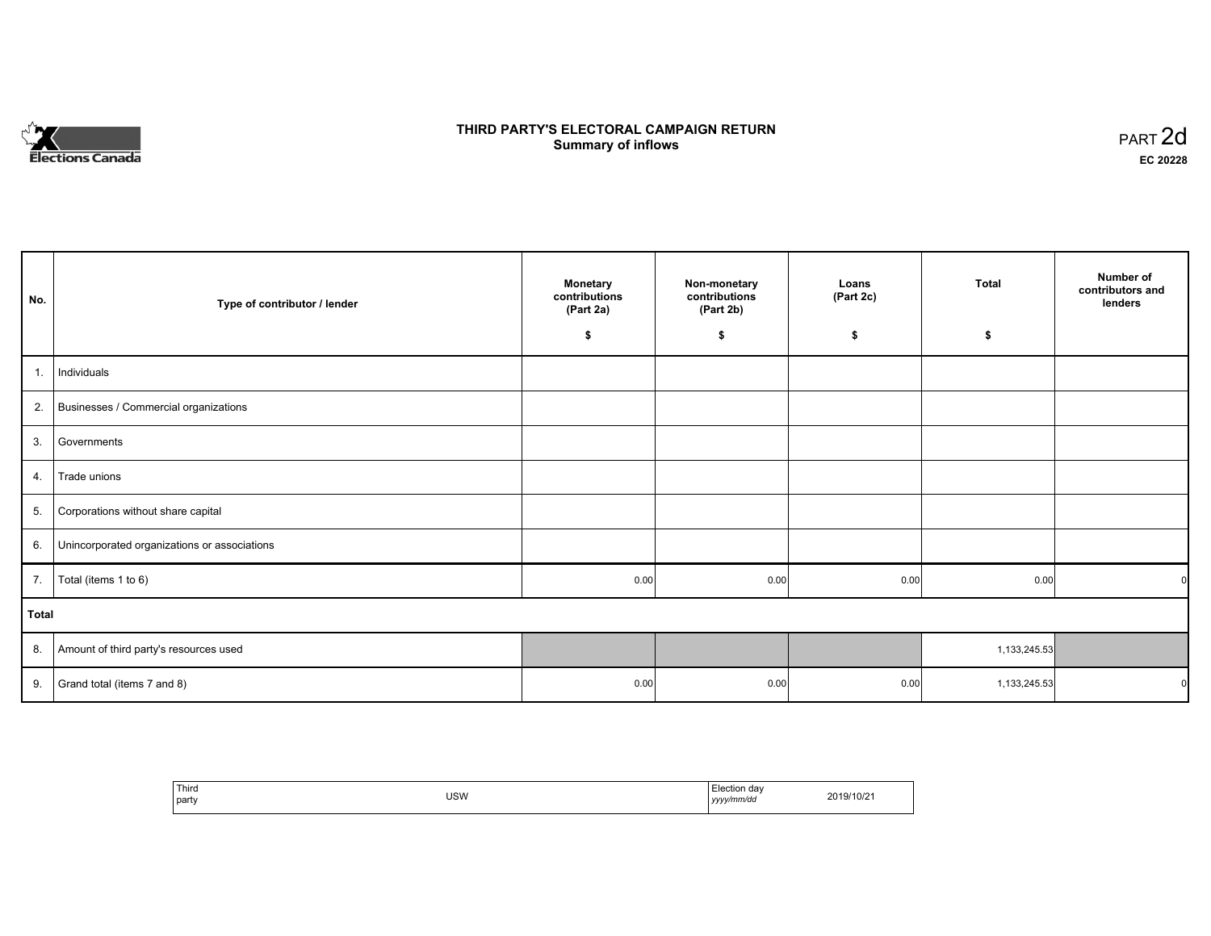Elections Canada

# THIRD PARTY'S ELECTORAL CAMPAIGN RETURN
## Summary of inflows

PART 2d

**EC 20228**

| No. | Type of contributor / lender | Monetary contributions (Part 2a) $ | Non-monetary contributions (Part 2b) $ | Loans (Part 2c) $ | Total $ | Number of contributors and lenders |
|---|---|---|---|---|---|---|
| 1. | Individuals | | | | | |
| 2. | Businesses / Commercial organizations | | | | | |
| 3. | Governments | | | | | |
| 4. | Trade unions | | | | | |
| 5. | Corporations without share capital | | | | | |
| 6. | Unincorporated organizations or associations | | | | | |
| 7. | Total (items 1 to 6) | 0.00 | 0.00 | 0.00 | 0.00 | 0 |
| **Total** | | | | | | |
| 8. | Amount of third party's resources used | | | | 1,133,245.53 | |
| 9. | Grand total (items 7 and 8) | 0.00 | 0.00 | 0.00 | 1,133,245.53 | 0 |

| Third party | USW | Election day *yyyy/mm/dd* | 2019/10/21 |
|---|---|---|---|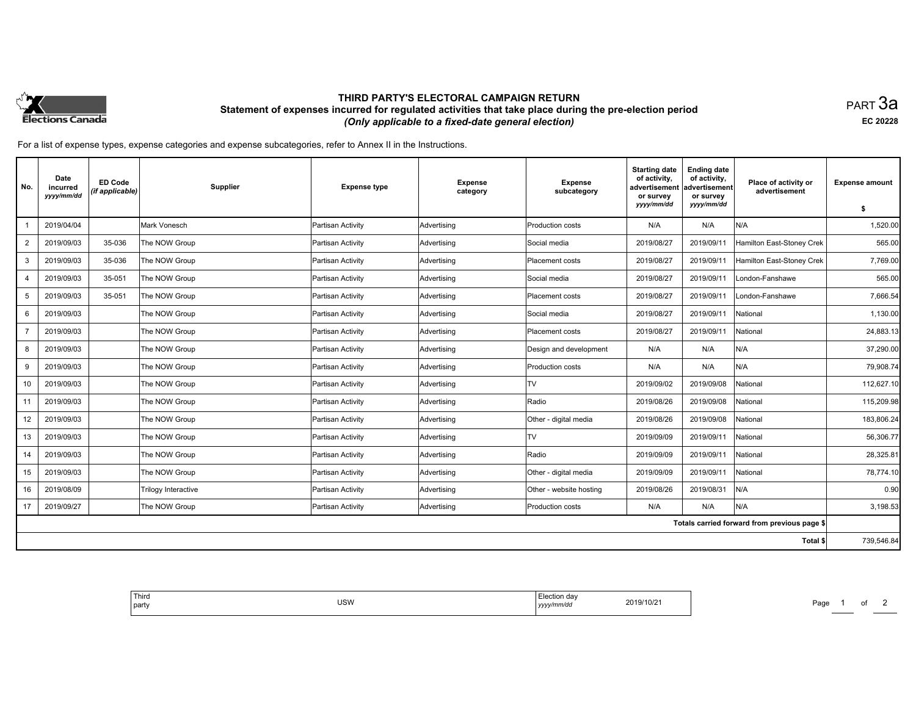# THIRD PARTY'S ELECTORAL CAMPAIGN RETURN

## Statement of expenses incurred for regulated activities that take place during the pre-election period

*(Only applicable to a fixed-date general election)*

PART 3a

EC 20228

For a list of expense types, expense categories and expense subcategories, refer to Annex II in the Instructions.

| No. | Date incurred *yyyy/mm/dd* | ED Code *(if applicable)* | Supplier | Expense type | Expense category | Expense subcategory | Starting date of activity, advertisement or survey *yyyy/mm/dd* | Ending date of activity, advertisement or survey *yyyy/mm/dd* | Place of activity or advertisement | Expense amount $ |
|---|---|---|---|---|---|---|---|---|---|---|
| 1 | 2019/04/04 | | Mark Vonesch | Partisan Activity | Advertising | Production costs | N/A | N/A | N/A | 1,520.00 |
| 2 | 2019/09/03 | 35-036 | The NOW Group | Partisan Activity | Advertising | Social media | 2019/08/27 | 2019/09/11 | Hamilton East-Stoney Crek | 565.00 |
| 3 | 2019/09/03 | 35-036 | The NOW Group | Partisan Activity | Advertising | Placement costs | 2019/08/27 | 2019/09/11 | Hamilton East-Stoney Crek | 7,769.00 |
| 4 | 2019/09/03 | 35-051 | The NOW Group | Partisan Activity | Advertising | Social media | 2019/08/27 | 2019/09/11 | London-Fanshawe | 565.00 |
| 5 | 2019/09/03 | 35-051 | The NOW Group | Partisan Activity | Advertising | Placement costs | 2019/08/27 | 2019/09/11 | London-Fanshawe | 7,666.54 |
| 6 | 2019/09/03 | | The NOW Group | Partisan Activity | Advertising | Social media | 2019/08/27 | 2019/09/11 | National | 1,130.00 |
| 7 | 2019/09/03 | | The NOW Group | Partisan Activity | Advertising | Placement costs | 2019/08/27 | 2019/09/11 | National | 24,883.13 |
| 8 | 2019/09/03 | | The NOW Group | Partisan Activity | Advertising | Design and development | N/A | N/A | N/A | 37,290.00 |
| 9 | 2019/09/03 | | The NOW Group | Partisan Activity | Advertising | Production costs | N/A | N/A | N/A | 79,908.74 |
| 10 | 2019/09/03 | | The NOW Group | Partisan Activity | Advertising | TV | 2019/09/02 | 2019/09/08 | National | 112,627.10 |
| 11 | 2019/09/03 | | The NOW Group | Partisan Activity | Advertising | Radio | 2019/08/26 | 2019/09/08 | National | 115,209.98 |
| 12 | 2019/09/03 | | The NOW Group | Partisan Activity | Advertising | Other - digital media | 2019/08/26 | 2019/09/08 | National | 183,806.24 |
| 13 | 2019/09/03 | | The NOW Group | Partisan Activity | Advertising | TV | 2019/09/09 | 2019/09/11 | National | 56,306.77 |
| 14 | 2019/09/03 | | The NOW Group | Partisan Activity | Advertising | Radio | 2019/09/09 | 2019/09/11 | National | 28,325.81 |
| 15 | 2019/09/03 | | The NOW Group | Partisan Activity | Advertising | Other - digital media | 2019/09/09 | 2019/09/11 | National | 78,774.10 |
| 16 | 2019/08/09 | | Trilogy Interactive | Partisan Activity | Advertising | Other - website hosting | 2019/08/26 | 2019/08/31 | N/A | 0.90 |
| 17 | 2019/09/27 | | The NOW Group | Partisan Activity | Advertising | Production costs | N/A | N/A | N/A | 3,198.53 |
| | | | | | | | | | Totals carried forward from previous page $ | |
| | | | | | | | | | Total $ | 739,546.84 |

| Third party | USW | Election day *yyyy/mm/dd* | 2019/10/21 |
|---|---|---|---|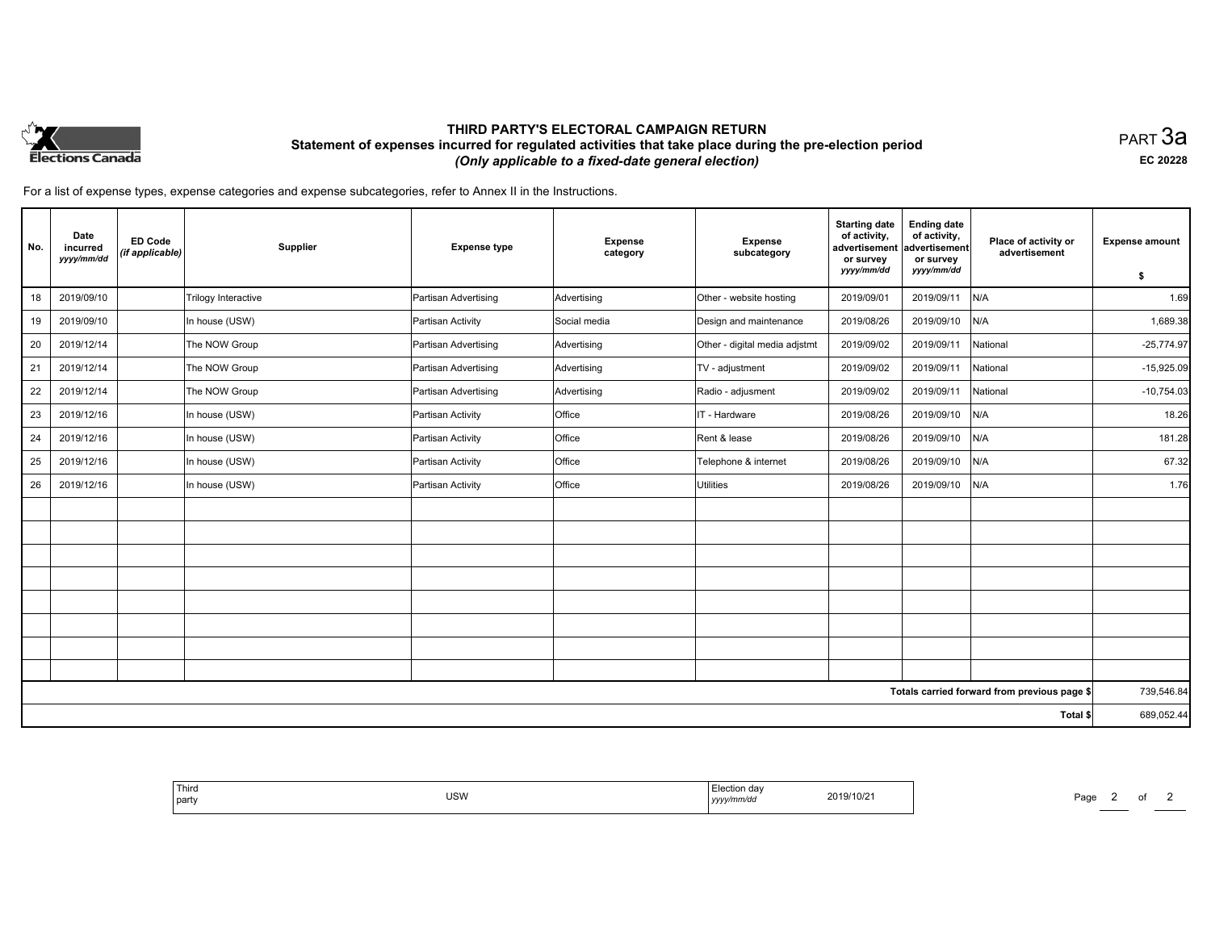# THIRD PARTY'S ELECTORAL CAMPAIGN RETURN

## Statement of expenses incurred for regulated activities that take place during the pre-election period

*(Only applicable to a fixed-date general election)*

PART 3a

EC 20228

For a list of expense types, expense categories and expense subcategories, refer to Annex II in the Instructions.

| No. | Date incurred *yyyy/mm/dd* | ED Code *(if applicable)* | Supplier | Expense type | Expense category | Expense subcategory | Starting date of activity, advertisement or survey *yyyy/mm/dd* | Ending date of activity, advertisement or survey *yyyy/mm/dd* | Place of activity or advertisement | Expense amount $ |
|---|---|---|---|---|---|---|---|---|---|---|
| 18 | 2019/09/10 | | Trilogy Interactive | Partisan Advertising | Advertising | Other - website hosting | 2019/09/01 | 2019/09/11 | N/A | 1.69 |
| 19 | 2019/09/10 | | In house (USW) | Partisan Activity | Social media | Design and maintenance | 2019/08/26 | 2019/09/10 | N/A | 1,689.38 |
| 20 | 2019/12/14 | | The NOW Group | Partisan Advertising | Advertising | Other - digital media adjstmt | 2019/09/02 | 2019/09/11 | National | -25,774.97 |
| 21 | 2019/12/14 | | The NOW Group | Partisan Advertising | Advertising | TV - adjustment | 2019/09/02 | 2019/09/11 | National | -15,925.09 |
| 22 | 2019/12/14 | | The NOW Group | Partisan Advertising | Advertising | Radio - adjusment | 2019/09/02 | 2019/09/11 | National | -10,754.03 |
| 23 | 2019/12/16 | | In house (USW) | Partisan Activity | Office | IT - Hardware | 2019/08/26 | 2019/09/10 | N/A | 18.26 |
| 24 | 2019/12/16 | | In house (USW) | Partisan Activity | Office | Rent & lease | 2019/08/26 | 2019/09/10 | N/A | 181.28 |
| 25 | 2019/12/16 | | In house (USW) | Partisan Activity | Office | Telephone & internet | 2019/08/26 | 2019/09/10 | N/A | 67.32 |
| 26 | 2019/12/16 | | In house (USW) | Partisan Activity | Office | Utilities | 2019/08/26 | 2019/09/10 | N/A | 1.76 |
| | | | | | | | | | | |
| | | | | | | | | | | |
| | | | | | | | | | | |
| | | | | | | | | | | |
| | | | | | | | | | | |
| | | | | | | | | | | |
| | | | | | | | | | | |
| | | | | | | | | | | |
| | | | | | | | | | Totals carried forward from previous page $ | 739,546.84 |
| | | | | | | | | | Total $ | 689,052.44 |

| Third party | USW | Election day *yyyy/mm/dd* | 2019/10/21 |
|---|---|---|---|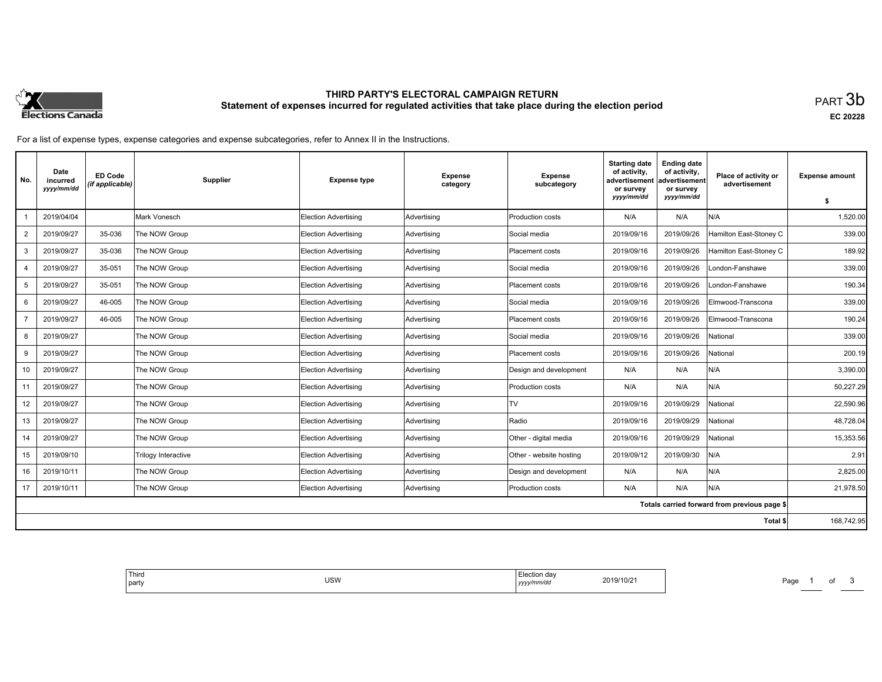# THIRD PARTY'S ELECTORAL CAMPAIGN RETURN

## Statement of expenses incurred for regulated activities that take place during the election period

PART 3b

EC 20228

For a list of expense types, expense categories and expense subcategories, refer to Annex II in the Instructions.

| No. | Date incurred *yyyy/mm/dd* | ED Code *(if applicable)* | Supplier | Expense type | Expense category | Expense subcategory | Starting date of activity, advertisement or survey *yyyy/mm/dd* | Ending date of activity, advertisement or survey *yyyy/mm/dd* | Place of activity or advertisement | Expense amount $ |
|---|---|---|---|---|---|---|---|---|---|---|
| 1 | 2019/04/04 | | Mark Vonesch | Election Advertising | Advertising | Production costs | N/A | N/A | N/A | 1,520.00 |
| 2 | 2019/09/27 | 35-036 | The NOW Group | Election Advertising | Advertising | Social media | 2019/09/16 | 2019/09/26 | Hamilton East-Stoney C | 339.00 |
| 3 | 2019/09/27 | 35-036 | The NOW Group | Election Advertising | Advertising | Placement costs | 2019/09/16 | 2019/09/26 | Hamilton East-Stoney C | 189.92 |
| 4 | 2019/09/27 | 35-051 | The NOW Group | Election Advertising | Advertising | Social media | 2019/09/16 | 2019/09/26 | London-Fanshawe | 339.00 |
| 5 | 2019/09/27 | 35-051 | The NOW Group | Election Advertising | Advertising | Placement costs | 2019/09/16 | 2019/09/26 | London-Fanshawe | 190.34 |
| 6 | 2019/09/27 | 46-005 | The NOW Group | Election Advertising | Advertising | Social media | 2019/09/16 | 2019/09/26 | Elmwood-Transcona | 339.00 |
| 7 | 2019/09/27 | 46-005 | The NOW Group | Election Advertising | Advertising | Placement costs | 2019/09/16 | 2019/09/26 | Elmwood-Transcona | 190.24 |
| 8 | 2019/09/27 | | The NOW Group | Election Advertising | Advertising | Social media | 2019/09/16 | 2019/09/26 | National | 339.00 |
| 9 | 2019/09/27 | | The NOW Group | Election Advertising | Advertising | Placement costs | 2019/09/16 | 2019/09/26 | National | 200.19 |
| 10 | 2019/09/27 | | The NOW Group | Election Advertising | Advertising | Design and development | N/A | N/A | N/A | 3,390.00 |
| 11 | 2019/09/27 | | The NOW Group | Election Advertising | Advertising | Production costs | N/A | N/A | N/A | 50,227.29 |
| 12 | 2019/09/27 | | The NOW Group | Election Advertising | Advertising | TV | 2019/09/16 | 2019/09/29 | National | 22,590.96 |
| 13 | 2019/09/27 | | The NOW Group | Election Advertising | Advertising | Radio | 2019/09/16 | 2019/09/29 | National | 48,728.04 |
| 14 | 2019/09/27 | | The NOW Group | Election Advertising | Advertising | Other - digital media | 2019/09/16 | 2019/09/29 | National | 15,353.56 |
| 15 | 2019/09/10 | | Trilogy Interactive | Election Advertising | Advertising | Other - website hosting | 2019/09/12 | 2019/09/30 | N/A | 2.91 |
| 16 | 2019/10/11 | | The NOW Group | Election Advertising | Advertising | Design and development | N/A | N/A | N/A | 2,825.00 |
| 17 | 2019/10/11 | | The NOW Group | Election Advertising | Advertising | Production costs | N/A | N/A | N/A | 21,978.50 |
| | | | | | | | | | Totals carried forward from previous page $ | |
| | | | | | | | | | Total $ | 168,742.95 |

| Third party | USW | Election day *yyyy/mm/dd* | 2019/10/21 |
|---|---|---|---|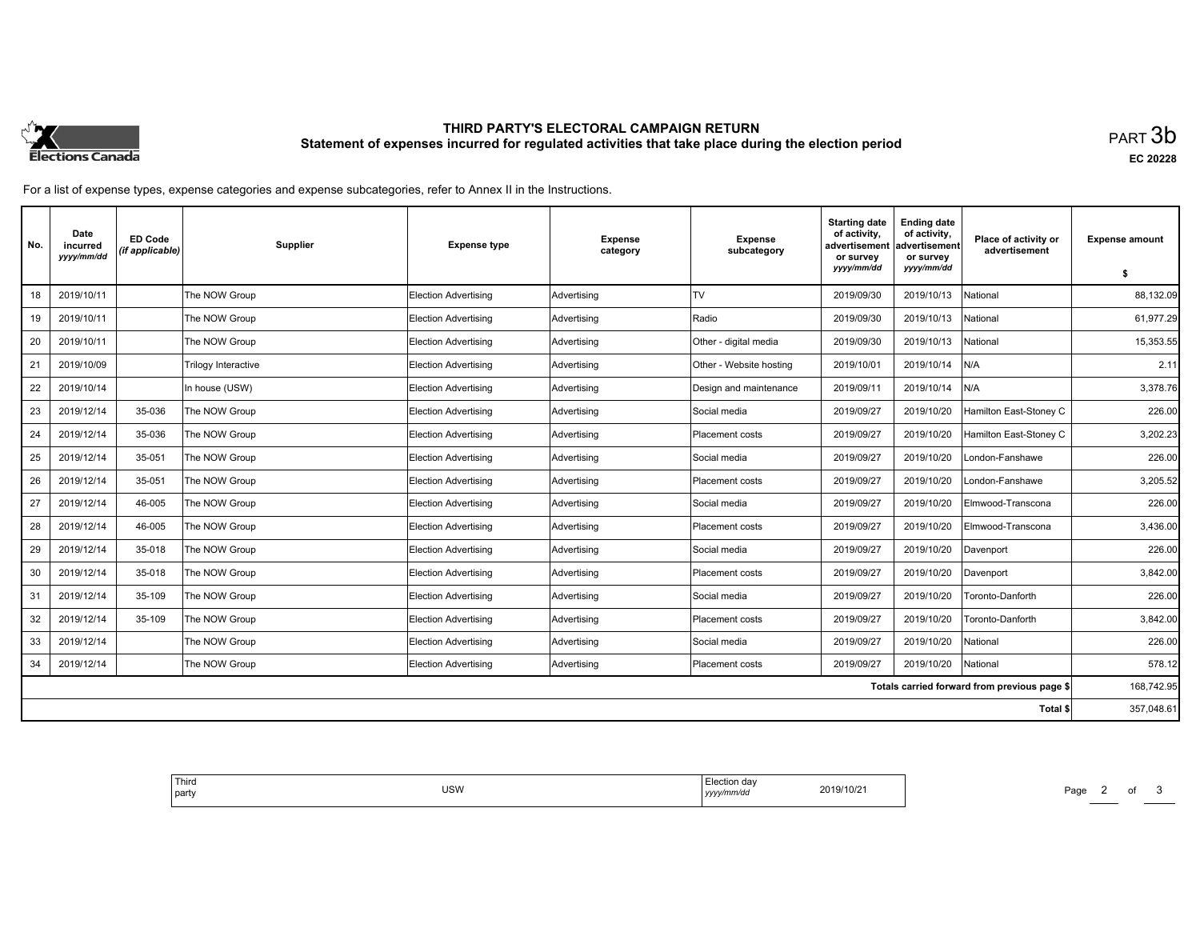# THIRD PARTY'S ELECTORAL CAMPAIGN RETURN
## Statement of expenses incurred for regulated activities that take place during the election period

PART 3b

**EC 20228**

For a list of expense types, expense categories and expense subcategories, refer to Annex II in the Instructions.

| No. | Date incurred *yyyy/mm/dd* | ED Code *(if applicable)* | Supplier | Expense type | Expense category | Expense subcategory | Starting date of activity, advertisement or survey *yyyy/mm/dd* | Ending date of activity, advertisement or survey *yyyy/mm/dd* | Place of activity or advertisement | Expense amount $ |
|---|---|---|---|---|---|---|---|---|---|---|
| 18 | 2019/10/11 | | The NOW Group | Election Advertising | Advertising | TV | 2019/09/30 | 2019/10/13 | National | 88,132.09 |
| 19 | 2019/10/11 | | The NOW Group | Election Advertising | Advertising | Radio | 2019/09/30 | 2019/10/13 | National | 61,977.29 |
| 20 | 2019/10/11 | | The NOW Group | Election Advertising | Advertising | Other - digital media | 2019/09/30 | 2019/10/13 | National | 15,353.55 |
| 21 | 2019/10/09 | | Trilogy Interactive | Election Advertising | Advertising | Other - Website hosting | 2019/10/01 | 2019/10/14 | N/A | 2.11 |
| 22 | 2019/10/14 | | In house (USW) | Election Advertising | Advertising | Design and maintenance | 2019/09/11 | 2019/10/14 | N/A | 3,378.76 |
| 23 | 2019/12/14 | 35-036 | The NOW Group | Election Advertising | Advertising | Social media | 2019/09/27 | 2019/10/20 | Hamilton East-Stoney C | 226.00 |
| 24 | 2019/12/14 | 35-036 | The NOW Group | Election Advertising | Advertising | Placement costs | 2019/09/27 | 2019/10/20 | Hamilton East-Stoney C | 3,202.23 |
| 25 | 2019/12/14 | 35-051 | The NOW Group | Election Advertising | Advertising | Social media | 2019/09/27 | 2019/10/20 | London-Fanshawe | 226.00 |
| 26 | 2019/12/14 | 35-051 | The NOW Group | Election Advertising | Advertising | Placement costs | 2019/09/27 | 2019/10/20 | London-Fanshawe | 3,205.52 |
| 27 | 2019/12/14 | 46-005 | The NOW Group | Election Advertising | Advertising | Social media | 2019/09/27 | 2019/10/20 | Elmwood-Transcona | 226.00 |
| 28 | 2019/12/14 | 46-005 | The NOW Group | Election Advertising | Advertising | Placement costs | 2019/09/27 | 2019/10/20 | Elmwood-Transcona | 3,436.00 |
| 29 | 2019/12/14 | 35-018 | The NOW Group | Election Advertising | Advertising | Social media | 2019/09/27 | 2019/10/20 | Davenport | 226.00 |
| 30 | 2019/12/14 | 35-018 | The NOW Group | Election Advertising | Advertising | Placement costs | 2019/09/27 | 2019/10/20 | Davenport | 3,842.00 |
| 31 | 2019/12/14 | 35-109 | The NOW Group | Election Advertising | Advertising | Social media | 2019/09/27 | 2019/10/20 | Toronto-Danforth | 226.00 |
| 32 | 2019/12/14 | 35-109 | The NOW Group | Election Advertising | Advertising | Placement costs | 2019/09/27 | 2019/10/20 | Toronto-Danforth | 3,842.00 |
| 33 | 2019/12/14 | | The NOW Group | Election Advertising | Advertising | Social media | 2019/09/27 | 2019/10/20 | National | 226.00 |
| 34 | 2019/12/14 | | The NOW Group | Election Advertising | Advertising | Placement costs | 2019/09/27 | 2019/10/20 | National | 578.12 |
| | | | | | | | | | Totals carried forward from previous page $ | 168,742.95 |
| | | | | | | | | | Total $ | 357,048.61 |

| Third party | USW | Election day *yyyy/mm/dd* | 2019/10/21 |
|---|---|---|---|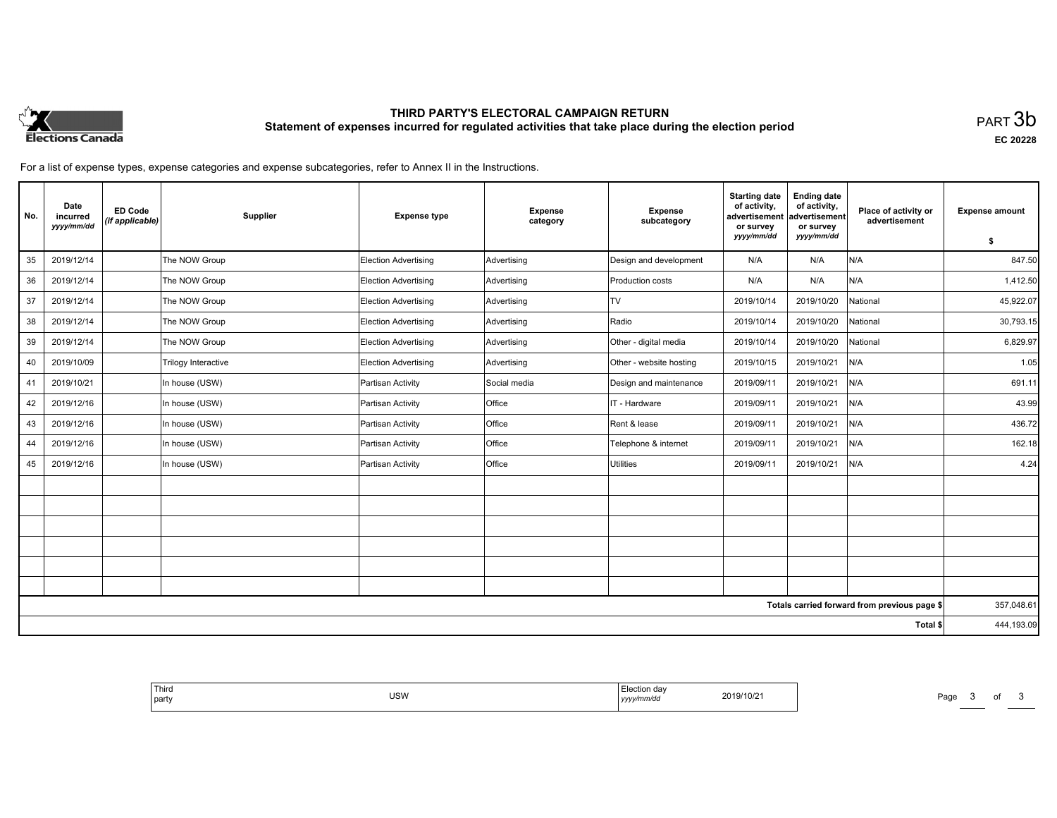# THIRD PARTY'S ELECTORAL CAMPAIGN RETURN

## Statement of expenses incurred for regulated activities that take place during the election period

PART 3b

EC 20228

For a list of expense types, expense categories and expense subcategories, refer to Annex II in the Instructions.

| No. | Date incurred *yyyy/mm/dd* | ED Code *(if applicable)* | Supplier | Expense type | Expense category | Expense subcategory | Starting date of activity, advertisement or survey *yyyy/mm/dd* | Ending date of activity, advertisement or survey *yyyy/mm/dd* | Place of activity or advertisement | Expense amount $ |
|---|---|---|---|---|---|---|---|---|---|---|
| 35 | 2019/12/14 | | The NOW Group | Election Advertising | Advertising | Design and development | N/A | N/A | N/A | 847.50 |
| 36 | 2019/12/14 | | The NOW Group | Election Advertising | Advertising | Production costs | N/A | N/A | N/A | 1,412.50 |
| 37 | 2019/12/14 | | The NOW Group | Election Advertising | Advertising | TV | 2019/10/14 | 2019/10/20 | National | 45,922.07 |
| 38 | 2019/12/14 | | The NOW Group | Election Advertising | Advertising | Radio | 2019/10/14 | 2019/10/20 | National | 30,793.15 |
| 39 | 2019/12/14 | | The NOW Group | Election Advertising | Advertising | Other - digital media | 2019/10/14 | 2019/10/20 | National | 6,829.97 |
| 40 | 2019/10/09 | | Trilogy Interactive | Election Advertising | Advertising | Other - website hosting | 2019/10/15 | 2019/10/21 | N/A | 1.05 |
| 41 | 2019/10/21 | | In house (USW) | Partisan Activity | Social media | Design and maintenance | 2019/09/11 | 2019/10/21 | N/A | 691.11 |
| 42 | 2019/12/16 | | In house (USW) | Partisan Activity | Office | IT - Hardware | 2019/09/11 | 2019/10/21 | N/A | 43.99 |
| 43 | 2019/12/16 | | In house (USW) | Partisan Activity | Office | Rent & lease | 2019/09/11 | 2019/10/21 | N/A | 436.72 |
| 44 | 2019/12/16 | | In house (USW) | Partisan Activity | Office | Telephone & internet | 2019/09/11 | 2019/10/21 | N/A | 162.18 |
| 45 | 2019/12/16 | | In house (USW) | Partisan Activity | Office | Utilities | 2019/09/11 | 2019/10/21 | N/A | 4.24 |
| | | | | | | | | | | |
| | | | | | | | | | | |
| | | | | | | | | | | |
| | | | | | | | | | | |
| | | | | | | | | | | |
| | | | | | | | | | | |
| | | | | | | | | | Totals carried forward from previous page $ | 357,048.61 |
| | | | | | | | | | Total $ | 444,193.09 |

| Third party | USW | Election day *yyyy/mm/dd* | 2019/10/21 |
|---|---|---|---|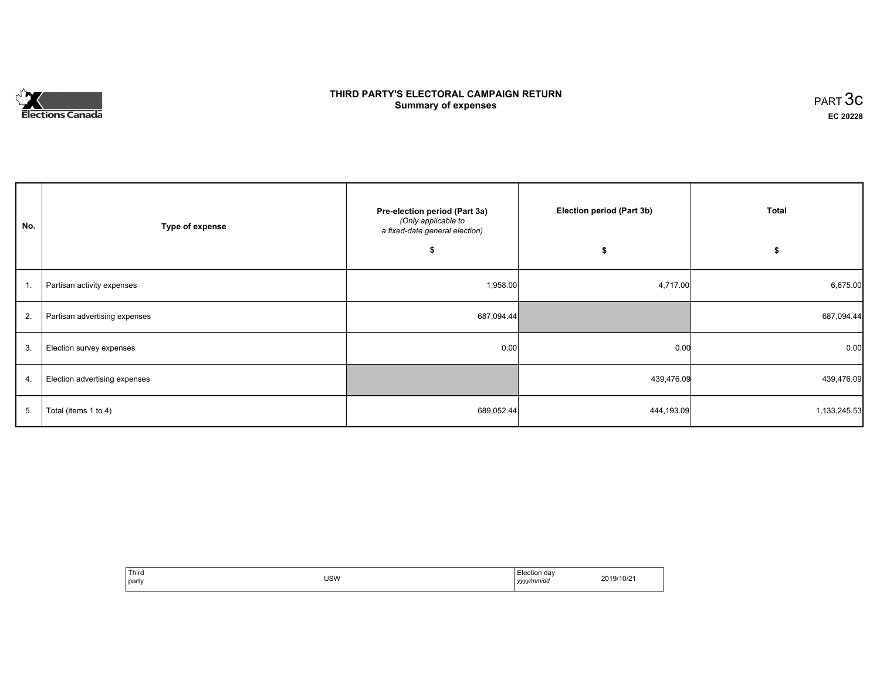Elections Canada

# THIRD PARTY'S ELECTORAL CAMPAIGN RETURN
## Summary of expenses

PART 3c

**EC 20228**

| No. | Type of expense | Pre-election period (Part 3a) *(Only applicable to a fixed-date general election)* $ | Election period (Part 3b) $ | Total $ |
|---|---|---|---|---|
| 1. | Partisan activity expenses | 1,958.00 | 4,717.00 | 6,675.00 |
| 2. | Partisan advertising expenses | 687,094.44 | | 687,094.44 |
| 3. | Election survey expenses | 0.00 | 0.00 | 0.00 |
| 4. | Election advertising expenses | | 439,476.09 | 439,476.09 |
| 5. | Total (items 1 to 4) | 689,052.44 | 444,193.09 | 1,133,245.53 |

| Third party | USW | Election day *yyyy/mm/dd* | 2019/10/21 |
|---|---|---|---|